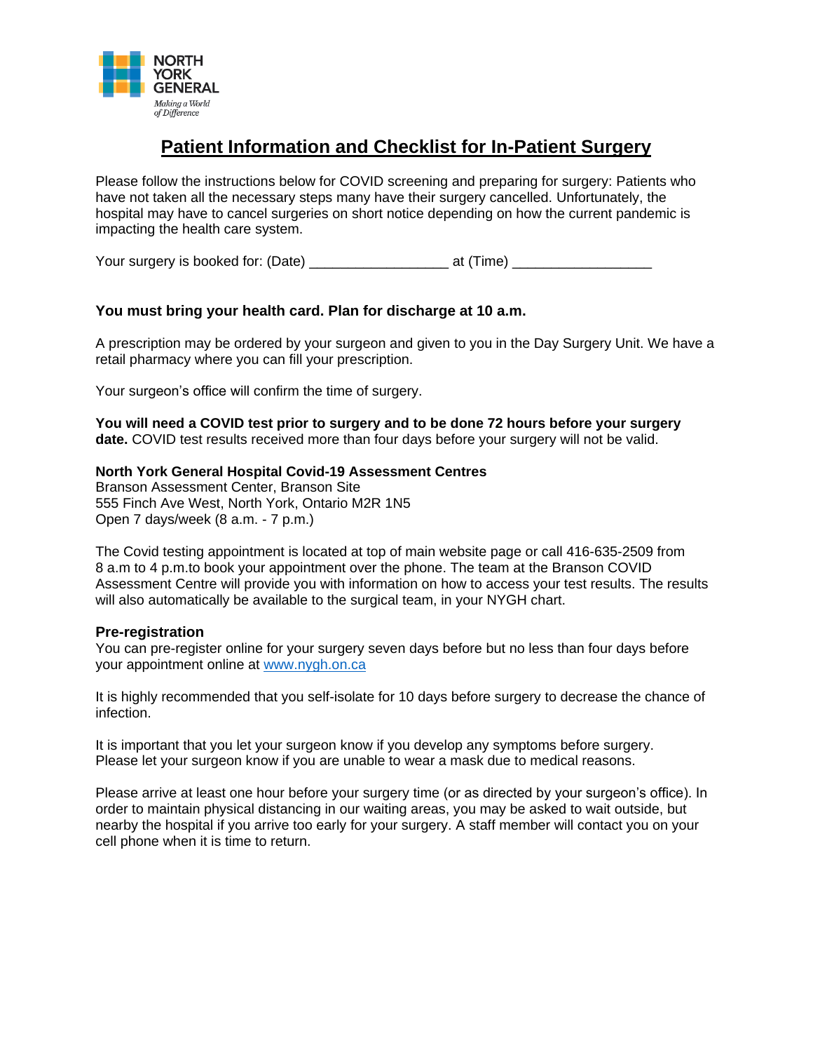NORTH YORK GENERAL

*Making a World of Difference*

# Patient Information and Checklist for In-Patient Surgery

Please follow the instructions below for COVID screening and preparing for surgery: Patients who have not taken all the necessary steps many have their surgery cancelled. Unfortunately, the hospital may have to cancel surgeries on short notice depending on how the current pandemic is impacting the health care system.

Your surgery is booked for: (Date) _________________ at (Time) _________________

**You must bring your health card. Plan for discharge at 10 a.m.**

A prescription may be ordered by your surgeon and given to you in the Day Surgery Unit. We have a retail pharmacy where you can fill your prescription.

Your surgeon's office will confirm the time of surgery.

**You will need a COVID test prior to surgery and to be done 72 hours before your surgery date.** COVID test results received more than four days before your surgery will not be valid.

**North York General Hospital Covid-19 Assessment Centres**
Branson Assessment Center, Branson Site
555 Finch Ave West, North York, Ontario M2R 1N5
Open 7 days/week (8 a.m. - 7 p.m.)

The Covid testing appointment is located at top of main website page or call 416-635-2509 from 8 a.m to 4 p.m.to book your appointment over the phone. The team at the Branson COVID Assessment Centre will provide you with information on how to access your test results. The results will also automatically be available to the surgical team, in your NYGH chart.

**Pre-registration**
You can pre-register online for your surgery seven days before but no less than four days before your appointment online at www.nygh.on.ca

It is highly recommended that you self-isolate for 10 days before surgery to decrease the chance of infection.

It is important that you let your surgeon know if you develop any symptoms before surgery. Please let your surgeon know if you are unable to wear a mask due to medical reasons.

Please arrive at least one hour before your surgery time (or as directed by your surgeon's office). In order to maintain physical distancing in our waiting areas, you may be asked to wait outside, but nearby the hospital if you arrive too early for your surgery. A staff member will contact you on your cell phone when it is time to return.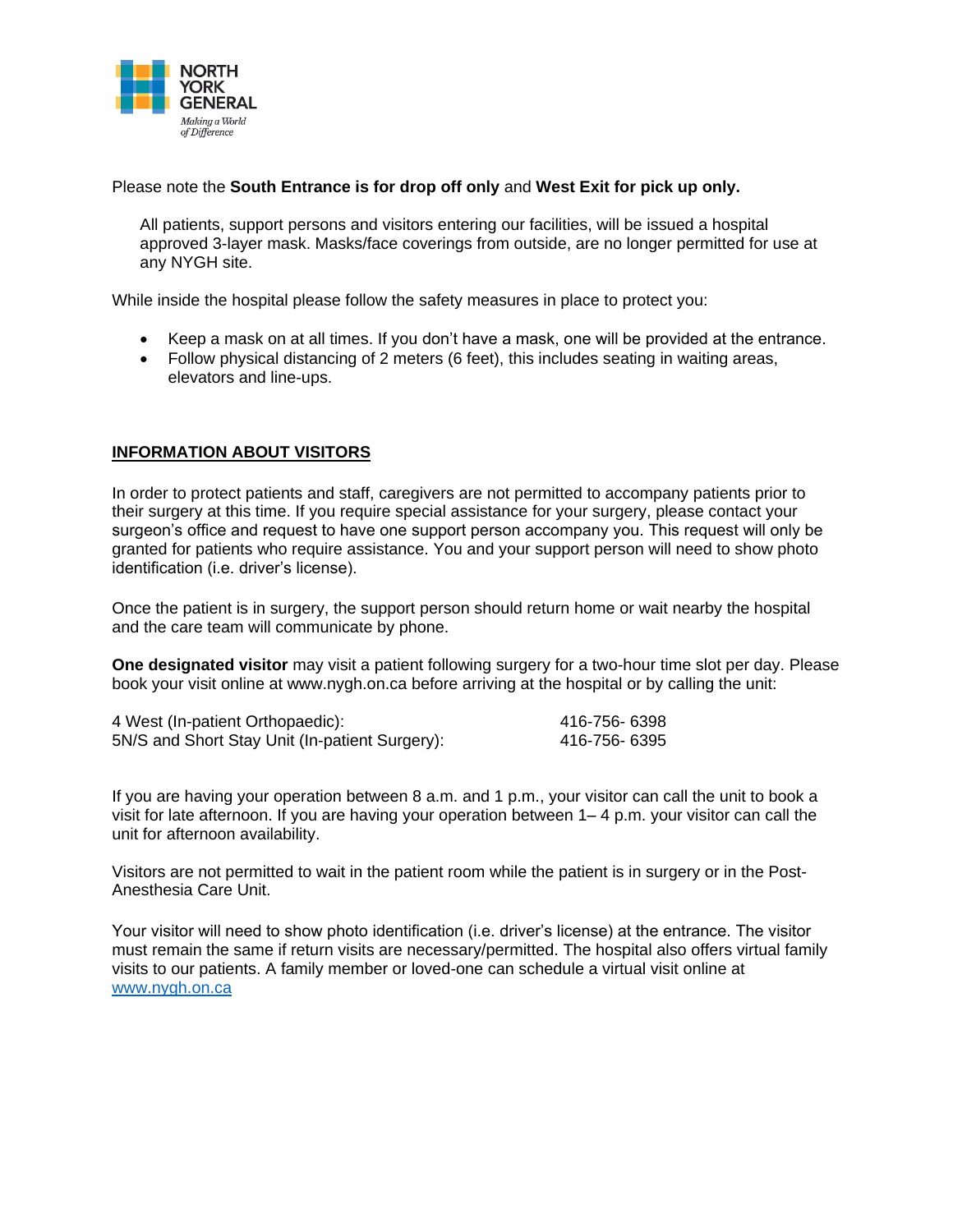Please note the **South Entrance is for drop off only** and **West Exit for pick up only.**

All patients, support persons and visitors entering our facilities, will be issued a hospital approved 3-layer mask. Masks/face coverings from outside, are no longer permitted for use at any NYGH site.

While inside the hospital please follow the safety measures in place to protect you:

- Keep a mask on at all times. If you don't have a mask, one will be provided at the entrance.
- Follow physical distancing of 2 meters (6 feet), this includes seating in waiting areas, elevators and line-ups.

## INFORMATION ABOUT VISITORS

In order to protect patients and staff, caregivers are not permitted to accompany patients prior to their surgery at this time. If you require special assistance for your surgery, please contact your surgeon's office and request to have one support person accompany you. This request will only be granted for patients who require assistance. You and your support person will need to show photo identification (i.e. driver's license).

Once the patient is in surgery, the support person should return home or wait nearby the hospital and the care team will communicate by phone.

**One designated visitor** may visit a patient following surgery for a two-hour time slot per day. Please book your visit online at www.nygh.on.ca before arriving at the hospital or by calling the unit:

| | |
|---|---|
| 4 West (In-patient Orthopaedic): | 416-756- 6398 |
| 5N/S and Short Stay Unit (In-patient Surgery): | 416-756- 6395 |

If you are having your operation between 8 a.m. and 1 p.m., your visitor can call the unit to book a visit for late afternoon. If you are having your operation between 1– 4 p.m. your visitor can call the unit for afternoon availability.

Visitors are not permitted to wait in the patient room while the patient is in surgery or in the Post-Anesthesia Care Unit.

Your visitor will need to show photo identification (i.e. driver's license) at the entrance. The visitor must remain the same if return visits are necessary/permitted. The hospital also offers virtual family visits to our patients. A family member or loved-one can schedule a virtual visit online at www.nygh.on.ca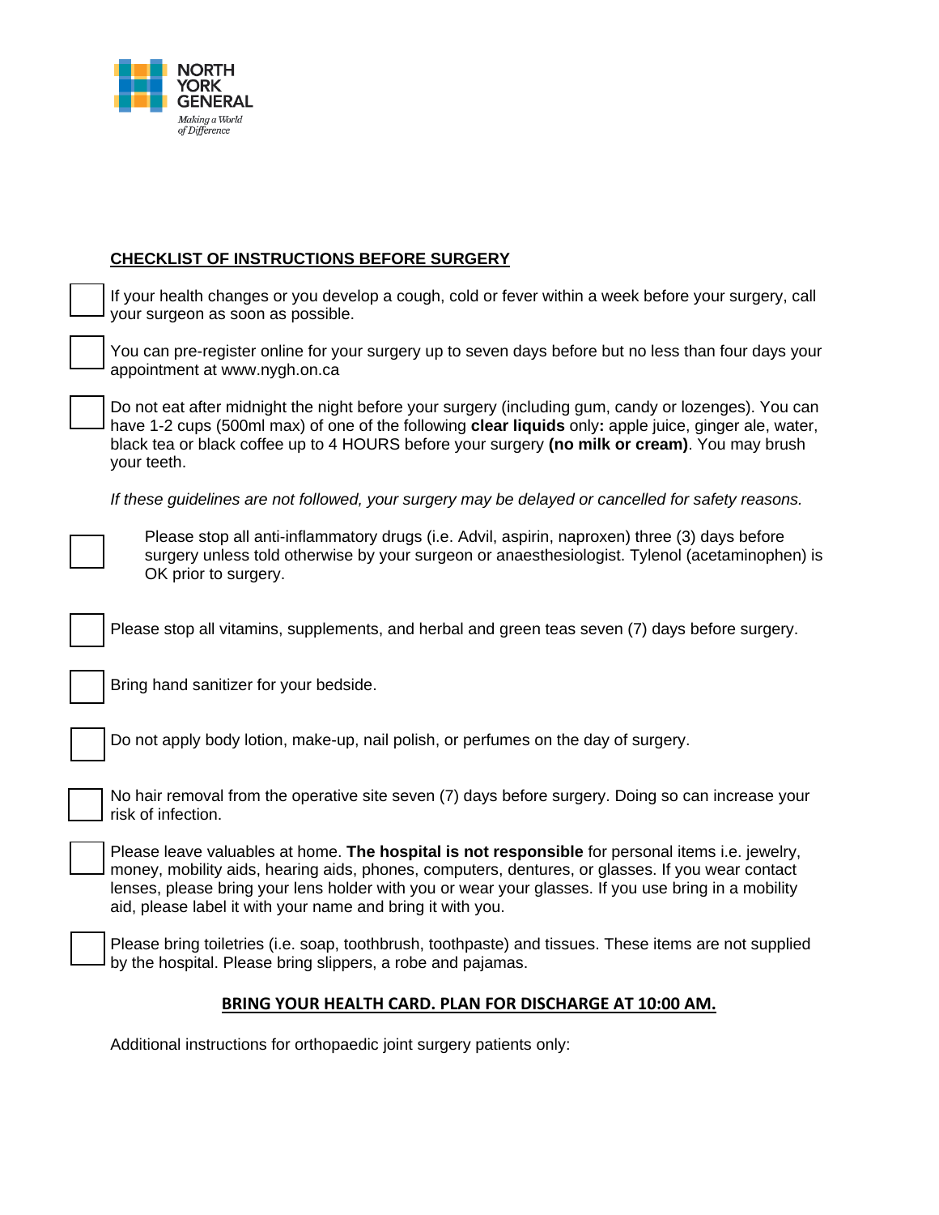NORTH YORK GENERAL

*Making a World of Difference*

## CHECKLIST OF INSTRUCTIONS BEFORE SURGERY

- [ ] If your health changes or you develop a cough, cold or fever within a week before your surgery, call your surgeon as soon as possible.

- [ ] You can pre-register online for your surgery up to seven days before but no less than four days your appointment at www.nygh.on.ca

- [ ] Do not eat after midnight the night before your surgery (including gum, candy or lozenges). You can have 1-2 cups (500ml max) of one of the following **clear liquids** only**:** apple juice, ginger ale, water, black tea or black coffee up to 4 HOURS before your surgery **(no milk or cream)**. You may brush your teeth.

*If these guidelines are not followed, your surgery may be delayed or cancelled for safety reasons.*

- [ ] Please stop all anti-inflammatory drugs (i.e. Advil, aspirin, naproxen) three (3) days before surgery unless told otherwise by your surgeon or anaesthesiologist. Tylenol (acetaminophen) is OK prior to surgery.

- [ ] Please stop all vitamins, supplements, and herbal and green teas seven (7) days before surgery.

- [ ] Bring hand sanitizer for your bedside.

- [ ] Do not apply body lotion, make-up, nail polish, or perfumes on the day of surgery.

- [ ] No hair removal from the operative site seven (7) days before surgery. Doing so can increase your risk of infection.

- [ ] Please leave valuables at home. **The hospital is not responsible** for personal items i.e. jewelry, money, mobility aids, hearing aids, phones, computers, dentures, or glasses. If you wear contact lenses, please bring your lens holder with you or wear your glasses. If you use bring in a mobility aid, please label it with your name and bring it with you.

- [ ] Please bring toiletries (i.e. soap, toothbrush, toothpaste) and tissues. These items are not supplied by the hospital. Please bring slippers, a robe and pajamas.

**BRING YOUR HEALTH CARD. PLAN FOR DISCHARGE AT 10:00 AM.**

Additional instructions for orthopaedic joint surgery patients only: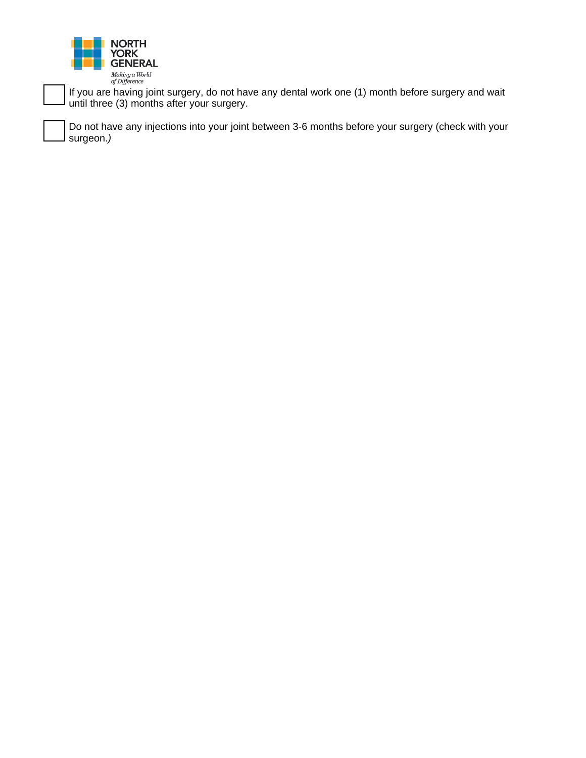- [ ] If you are having joint surgery, do not have any dental work one (1) month before surgery and wait until three (3) months after your surgery.

- [ ] Do not have any injections into your joint between 3-6 months before your surgery (check with your surgeon.*)*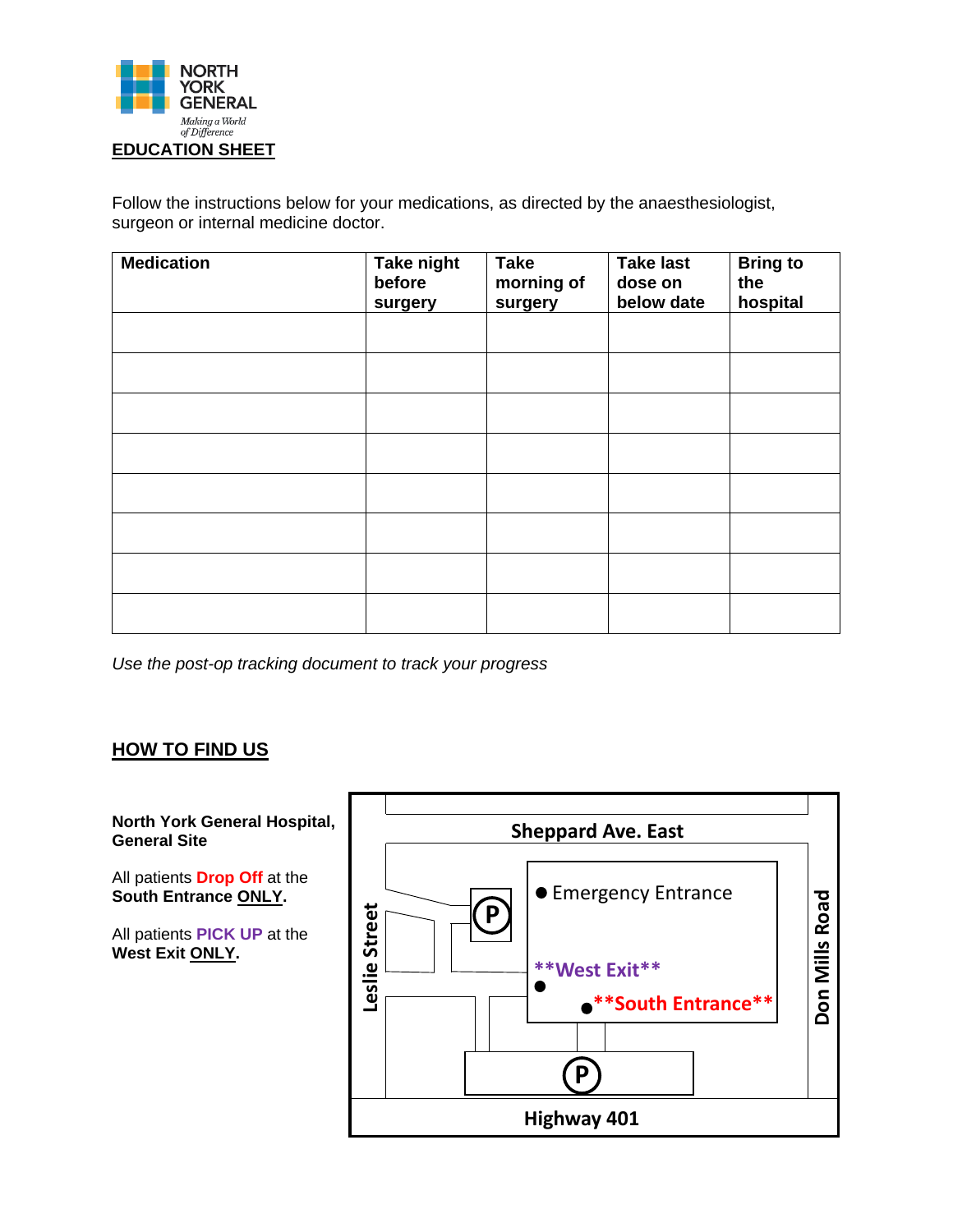NORTH YORK GENERAL

*Making a World of Difference*

**EDUCATION SHEET**

Follow the instructions below for your medications, as directed by the anaesthesiologist, surgeon or internal medicine doctor.

| Medication | Take night before surgery | Take morning of surgery | Take last dose on below date | Bring to the hospital |
|---|---|---|---|---|
| | | | | |
| | | | | |
| | | | | |
| | | | | |
| | | | | |
| | | | | |
| | | | | |
| | | | | |

*Use the post-op tracking document to track your progress*

## HOW TO FIND US

**North York General Hospital, General Site**

All patients **Drop Off** at the **South Entrance ONLY**.

All patients **PICK UP** at the **West Exit ONLY**.

Sheppard Ave. East

Leslie Street

Don Mills Road

Highway 401

P

Emergency Entrance

**West Exit**

**South Entrance**

P